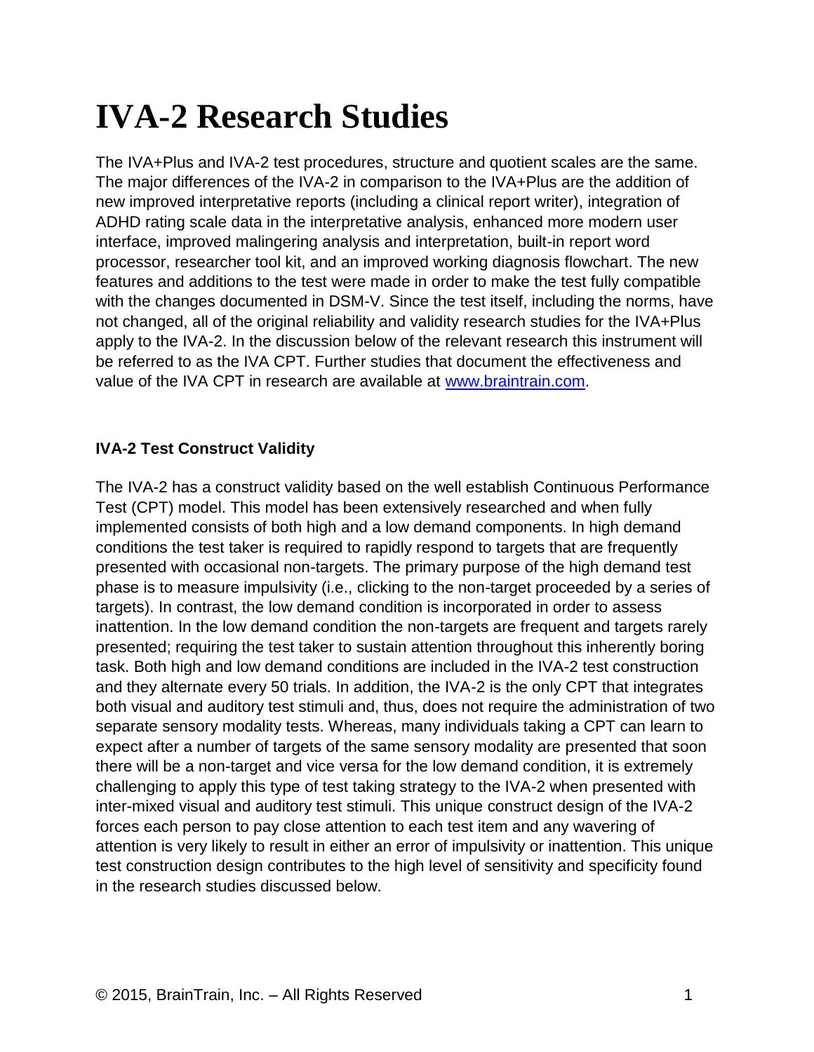# IVA-2 Research Studies

The IVA+Plus and IVA-2 test procedures, structure and quotient scales are the same. The major differences of the IVA-2 in comparison to the IVA+Plus are the addition of new improved interpretative reports (including a clinical report writer), integration of ADHD rating scale data in the interpretative analysis, enhanced more modern user interface, improved malingering analysis and interpretation, built-in report word processor, researcher tool kit, and an improved working diagnosis flowchart. The new features and additions to the test were made in order to make the test fully compatible with the changes documented in DSM-V. Since the test itself, including the norms, have not changed, all of the original reliability and validity research studies for the IVA+Plus apply to the IVA-2. In the discussion below of the relevant research this instrument will be referred to as the IVA CPT. Further studies that document the effectiveness and value of the IVA CPT in research are available at [www.braintrain.com](http://www.braintrain.com).

**IVA-2 Test Construct Validity**

The IVA-2 has a construct validity based on the well establish Continuous Performance Test (CPT) model. This model has been extensively researched and when fully implemented consists of both high and a low demand components. In high demand conditions the test taker is required to rapidly respond to targets that are frequently presented with occasional non-targets. The primary purpose of the high demand test phase is to measure impulsivity (i.e., clicking to the non-target proceeded by a series of targets). In contrast, the low demand condition is incorporated in order to assess inattention. In the low demand condition the non-targets are frequent and targets rarely presented; requiring the test taker to sustain attention throughout this inherently boring task. Both high and low demand conditions are included in the IVA-2 test construction and they alternate every 50 trials. In addition, the IVA-2 is the only CPT that integrates both visual and auditory test stimuli and, thus, does not require the administration of two separate sensory modality tests. Whereas, many individuals taking a CPT can learn to expect after a number of targets of the same sensory modality are presented that soon there will be a non-target and vice versa for the low demand condition, it is extremely challenging to apply this type of test taking strategy to the IVA-2 when presented with inter-mixed visual and auditory test stimuli. This unique construct design of the IVA-2 forces each person to pay close attention to each test item and any wavering of attention is very likely to result in either an error of impulsivity or inattention. This unique test construction design contributes to the high level of sensitivity and specificity found in the research studies discussed below.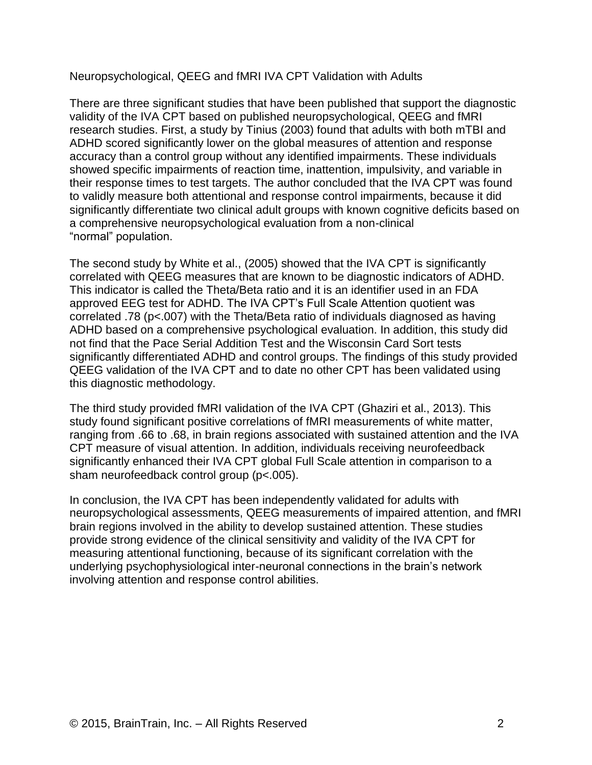## Neuropsychological, QEEG and fMRI IVA CPT Validation with Adults

There are three significant studies that have been published that support the diagnostic validity of the IVA CPT based on published neuropsychological, QEEG and fMRI research studies. First, a study by Tinius (2003) found that adults with both mTBI and ADHD scored significantly lower on the global measures of attention and response accuracy than a control group without any identified impairments. These individuals showed specific impairments of reaction time, inattention, impulsivity, and variable in their response times to test targets. The author concluded that the IVA CPT was found to validly measure both attentional and response control impairments, because it did significantly differentiate two clinical adult groups with known cognitive deficits based on a comprehensive neuropsychological evaluation from a non-clinical "normal" population.

The second study by White et al., (2005) showed that the IVA CPT is significantly correlated with QEEG measures that are known to be diagnostic indicators of ADHD. This indicator is called the Theta/Beta ratio and it is an identifier used in an FDA approved EEG test for ADHD. The IVA CPT's Full Scale Attention quotient was correlated .78 ($p<.007$) with the Theta/Beta ratio of individuals diagnosed as having ADHD based on a comprehensive psychological evaluation. In addition, this study did not find that the Pace Serial Addition Test and the Wisconsin Card Sort tests significantly differentiated ADHD and control groups. The findings of this study provided QEEG validation of the IVA CPT and to date no other CPT has been validated using this diagnostic methodology.

The third study provided fMRI validation of the IVA CPT (Ghaziri et al., 2013). This study found significant positive correlations of fMRI measurements of white matter, ranging from .66 to .68, in brain regions associated with sustained attention and the IVA CPT measure of visual attention. In addition, individuals receiving neurofeedback significantly enhanced their IVA CPT global Full Scale attention in comparison to a sham neurofeedback control group ($p<.005$).

In conclusion, the IVA CPT has been independently validated for adults with neuropsychological assessments, QEEG measurements of impaired attention, and fMRI brain regions involved in the ability to develop sustained attention. These studies provide strong evidence of the clinical sensitivity and validity of the IVA CPT for measuring attentional functioning, because of its significant correlation with the underlying psychophysiological inter-neuronal connections in the brain's network involving attention and response control abilities.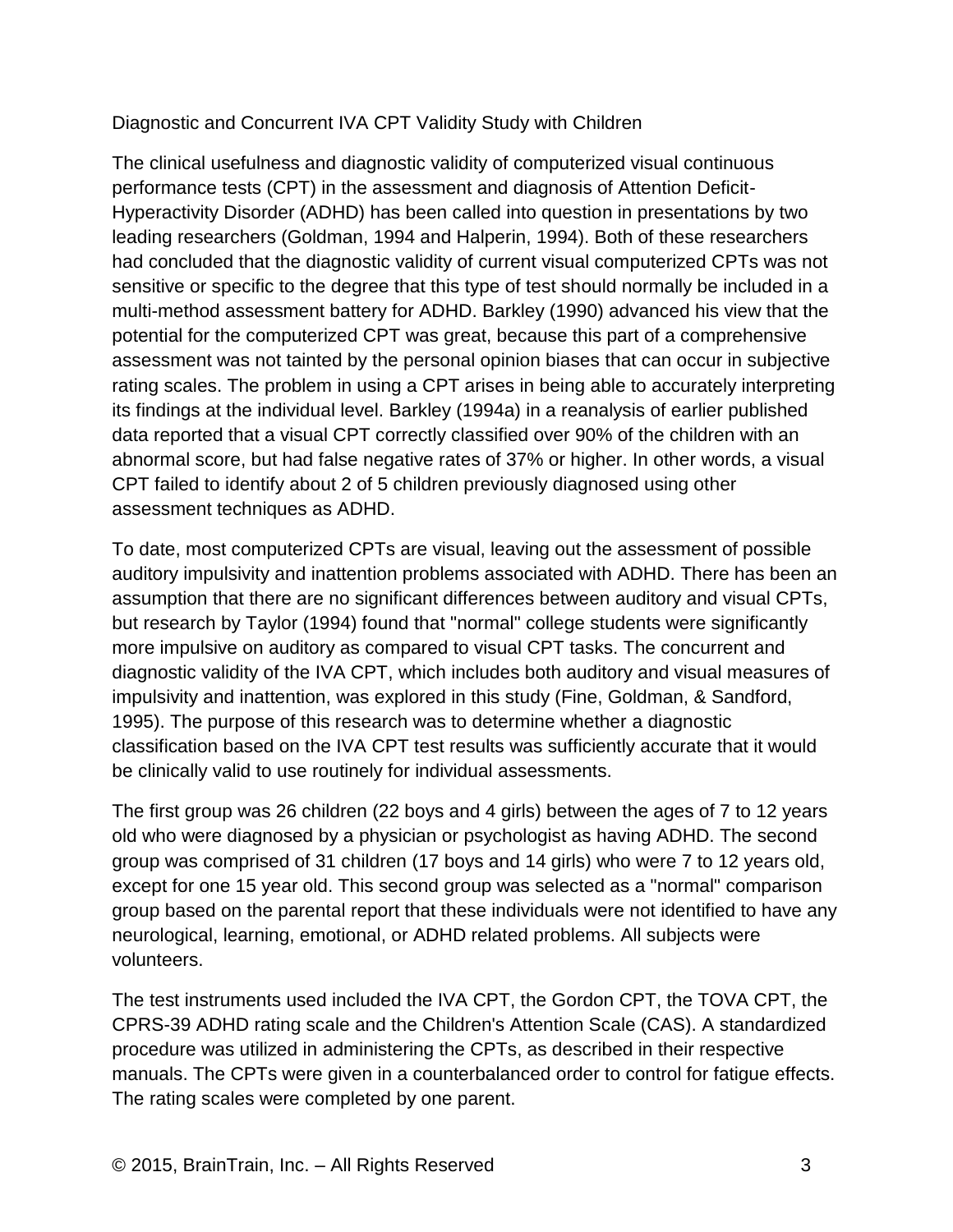## Diagnostic and Concurrent IVA CPT Validity Study with Children

The clinical usefulness and diagnostic validity of computerized visual continuous performance tests (CPT) in the assessment and diagnosis of Attention Deficit-Hyperactivity Disorder (ADHD) has been called into question in presentations by two leading researchers (Goldman, 1994 and Halperin, 1994). Both of these researchers had concluded that the diagnostic validity of current visual computerized CPTs was not sensitive or specific to the degree that this type of test should normally be included in a multi-method assessment battery for ADHD. Barkley (1990) advanced his view that the potential for the computerized CPT was great, because this part of a comprehensive assessment was not tainted by the personal opinion biases that can occur in subjective rating scales. The problem in using a CPT arises in being able to accurately interpreting its findings at the individual level. Barkley (1994a) in a reanalysis of earlier published data reported that a visual CPT correctly classified over 90% of the children with an abnormal score, but had false negative rates of 37% or higher. In other words, a visual CPT failed to identify about 2 of 5 children previously diagnosed using other assessment techniques as ADHD.

To date, most computerized CPTs are visual, leaving out the assessment of possible auditory impulsivity and inattention problems associated with ADHD. There has been an assumption that there are no significant differences between auditory and visual CPTs, but research by Taylor (1994) found that "normal" college students were significantly more impulsive on auditory as compared to visual CPT tasks. The concurrent and diagnostic validity of the IVA CPT, which includes both auditory and visual measures of impulsivity and inattention, was explored in this study (Fine, Goldman, & Sandford, 1995). The purpose of this research was to determine whether a diagnostic classification based on the IVA CPT test results was sufficiently accurate that it would be clinically valid to use routinely for individual assessments.

The first group was 26 children (22 boys and 4 girls) between the ages of 7 to 12 years old who were diagnosed by a physician or psychologist as having ADHD. The second group was comprised of 31 children (17 boys and 14 girls) who were 7 to 12 years old, except for one 15 year old. This second group was selected as a "normal" comparison group based on the parental report that these individuals were not identified to have any neurological, learning, emotional, or ADHD related problems. All subjects were volunteers.

The test instruments used included the IVA CPT, the Gordon CPT, the TOVA CPT, the CPRS-39 ADHD rating scale and the Children's Attention Scale (CAS). A standardized procedure was utilized in administering the CPTs, as described in their respective manuals. The CPTs were given in a counterbalanced order to control for fatigue effects. The rating scales were completed by one parent.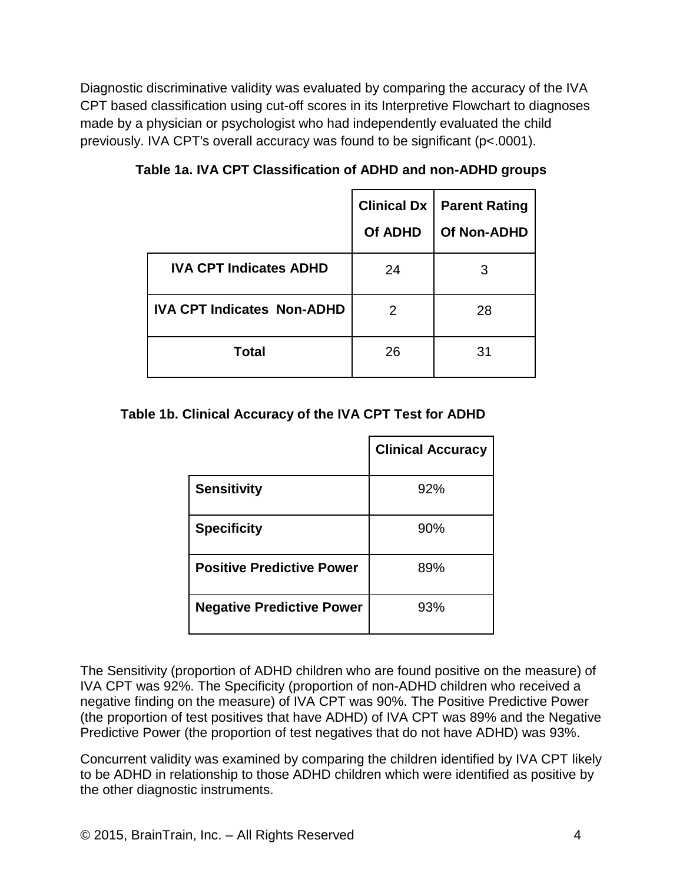Diagnostic discriminative validity was evaluated by comparing the accuracy of the IVA CPT based classification using cut-off scores in its Interpretive Flowchart to diagnoses made by a physician or psychologist who had independently evaluated the child previously. IVA CPT's overall accuracy was found to be significant ($p<.0001$).

**Table 1a. IVA CPT Classification of ADHD and non-ADHD groups**

| | Clinical Dx Of ADHD | Parent Rating Of Non-ADHD |
|---|---|---|
| **IVA CPT Indicates ADHD** | 24 | 3 |
| **IVA CPT Indicates Non-ADHD** | 2 | 28 |
| **Total** | 26 | 31 |

**Table 1b. Clinical Accuracy of the IVA CPT Test for ADHD**

| | Clinical Accuracy |
|---|---|
| **Sensitivity** | 92% |
| **Specificity** | 90% |
| **Positive Predictive Power** | 89% |
| **Negative Predictive Power** | 93% |

The Sensitivity (proportion of ADHD children who are found positive on the measure) of IVA CPT was 92%. The Specificity (proportion of non-ADHD children who received a negative finding on the measure) of IVA CPT was 90%. The Positive Predictive Power (the proportion of test positives that have ADHD) of IVA CPT was 89% and the Negative Predictive Power (the proportion of test negatives that do not have ADHD) was 93%.

Concurrent validity was examined by comparing the children identified by IVA CPT likely to be ADHD in relationship to those ADHD children which were identified as positive by the other diagnostic instruments.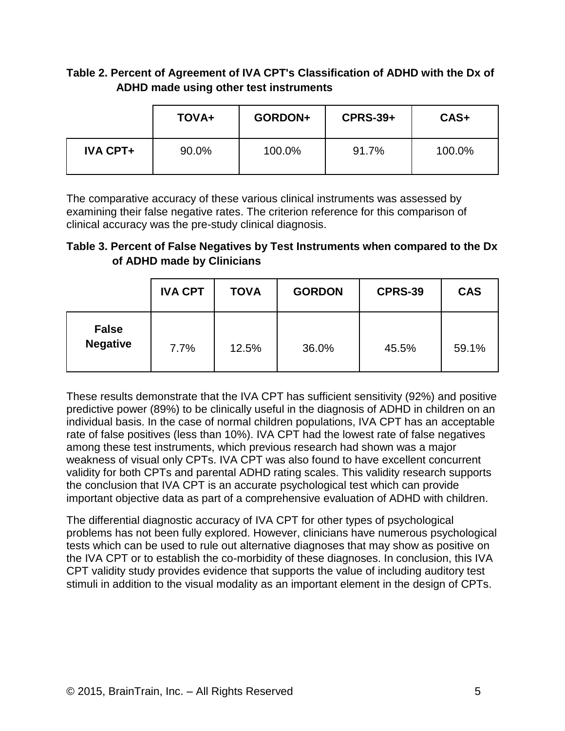**Table 2. Percent of Agreement of IVA CPT's Classification of ADHD with the Dx of ADHD made using other test instruments**

| | TOVA+ | GORDON+ | CPRS-39+ | CAS+ |
|---|---|---|---|---|
| **IVA CPT+** | 90.0% | 100.0% | 91.7% | 100.0% |

The comparative accuracy of these various clinical instruments was assessed by examining their false negative rates. The criterion reference for this comparison of clinical accuracy was the pre-study clinical diagnosis.

**Table 3. Percent of False Negatives by Test Instruments when compared to the Dx of ADHD made by Clinicians**

| | IVA CPT | TOVA | GORDON | CPRS-39 | CAS |
|---|---|---|---|---|---|
| **False Negative** | 7.7% | 12.5% | 36.0% | 45.5% | 59.1% |

These results demonstrate that the IVA CPT has sufficient sensitivity (92%) and positive predictive power (89%) to be clinically useful in the diagnosis of ADHD in children on an individual basis. In the case of normal children populations, IVA CPT has an acceptable rate of false positives (less than 10%). IVA CPT had the lowest rate of false negatives among these test instruments, which previous research had shown was a major weakness of visual only CPTs. IVA CPT was also found to have excellent concurrent validity for both CPTs and parental ADHD rating scales. This validity research supports the conclusion that IVA CPT is an accurate psychological test which can provide important objective data as part of a comprehensive evaluation of ADHD with children.

The differential diagnostic accuracy of IVA CPT for other types of psychological problems has not been fully explored. However, clinicians have numerous psychological tests which can be used to rule out alternative diagnoses that may show as positive on the IVA CPT or to establish the co-morbidity of these diagnoses. In conclusion, this IVA CPT validity study provides evidence that supports the value of including auditory test stimuli in addition to the visual modality as an important element in the design of CPTs.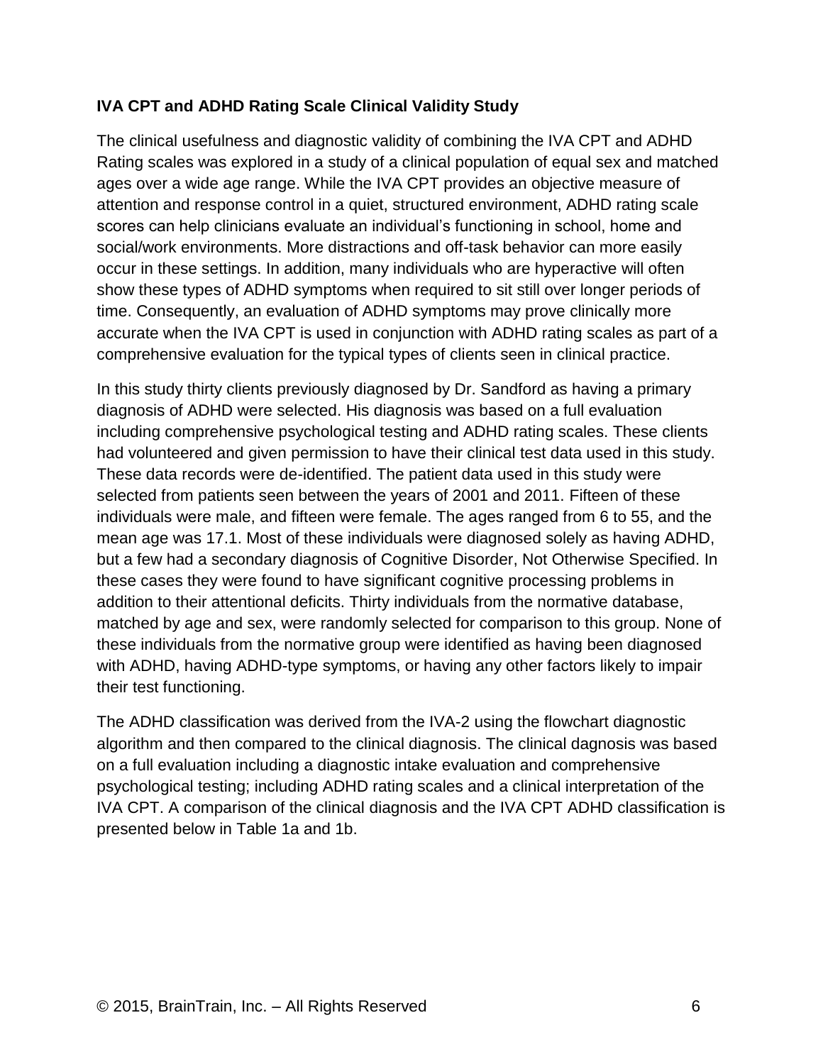**IVA CPT and ADHD Rating Scale Clinical Validity Study**

The clinical usefulness and diagnostic validity of combining the IVA CPT and ADHD Rating scales was explored in a study of a clinical population of equal sex and matched ages over a wide age range. While the IVA CPT provides an objective measure of attention and response control in a quiet, structured environment, ADHD rating scale scores can help clinicians evaluate an individual's functioning in school, home and social/work environments. More distractions and off-task behavior can more easily occur in these settings. In addition, many individuals who are hyperactive will often show these types of ADHD symptoms when required to sit still over longer periods of time. Consequently, an evaluation of ADHD symptoms may prove clinically more accurate when the IVA CPT is used in conjunction with ADHD rating scales as part of a comprehensive evaluation for the typical types of clients seen in clinical practice.

In this study thirty clients previously diagnosed by Dr. Sandford as having a primary diagnosis of ADHD were selected. His diagnosis was based on a full evaluation including comprehensive psychological testing and ADHD rating scales. These clients had volunteered and given permission to have their clinical test data used in this study. These data records were de-identified. The patient data used in this study were selected from patients seen between the years of 2001 and 2011. Fifteen of these individuals were male, and fifteen were female. The ages ranged from 6 to 55, and the mean age was 17.1. Most of these individuals were diagnosed solely as having ADHD, but a few had a secondary diagnosis of Cognitive Disorder, Not Otherwise Specified. In these cases they were found to have significant cognitive processing problems in addition to their attentional deficits. Thirty individuals from the normative database, matched by age and sex, were randomly selected for comparison to this group. None of these individuals from the normative group were identified as having been diagnosed with ADHD, having ADHD-type symptoms, or having any other factors likely to impair their test functioning.

The ADHD classification was derived from the IVA-2 using the flowchart diagnostic algorithm and then compared to the clinical diagnosis. The clinical dagnosis was based on a full evaluation including a diagnostic intake evaluation and comprehensive psychological testing; including ADHD rating scales and a clinical interpretation of the IVA CPT. A comparison of the clinical diagnosis and the IVA CPT ADHD classification is presented below in Table 1a and 1b.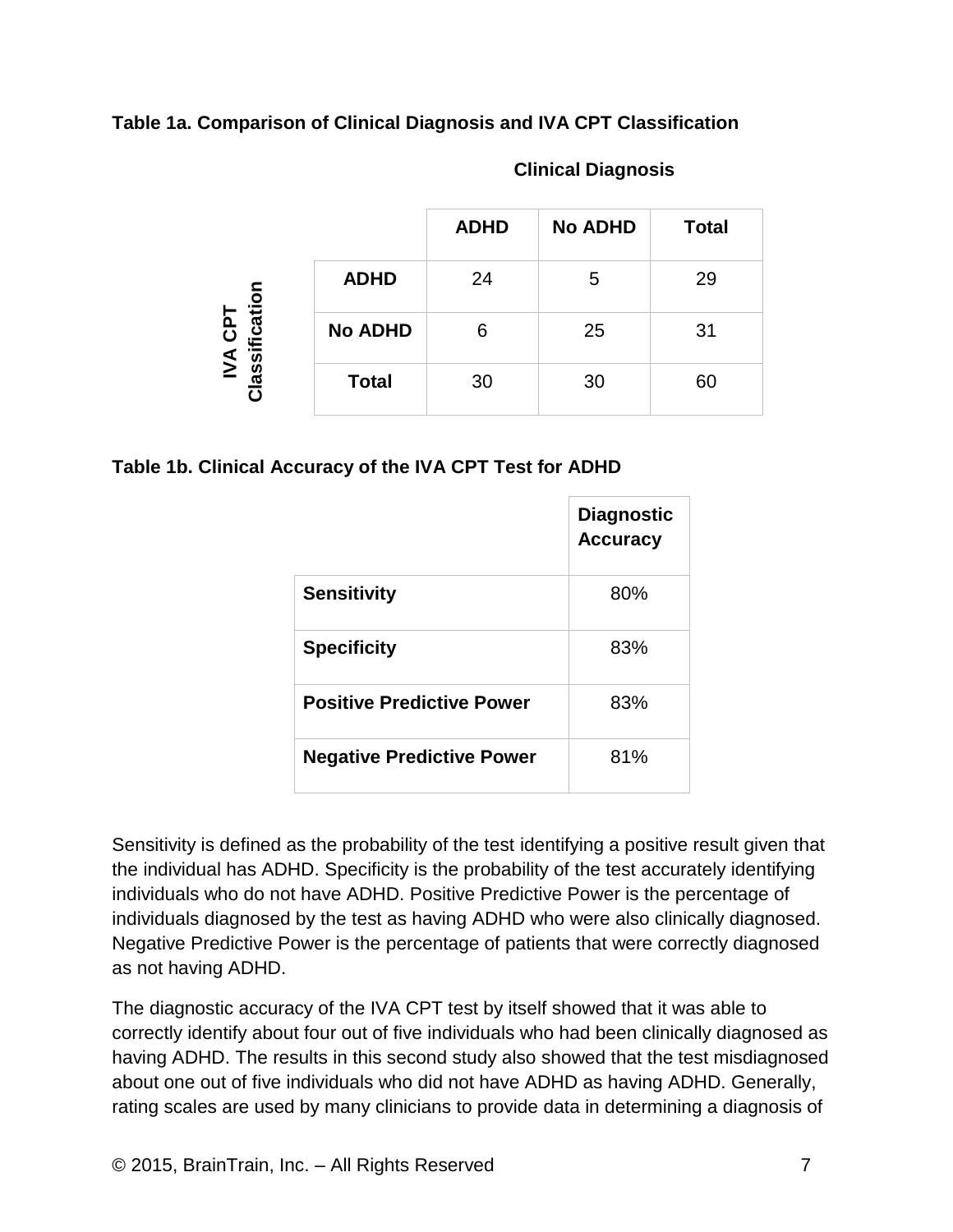**Table 1a. Comparison of Clinical Diagnosis and IVA CPT Classification**

| | | Clinical Diagnosis | | |
|---|---|---|---|---|
| | | **ADHD** | **No ADHD** | **Total** |
| **IVA CPT Classification** | **ADHD** | 24 | 5 | 29 |
| | **No ADHD** | 6 | 25 | 31 |
| | **Total** | 30 | 30 | 60 |

**Table 1b. Clinical Accuracy of the IVA CPT Test for ADHD**

| | **Diagnostic Accuracy** |
|---|---|
| **Sensitivity** | 80% |
| **Specificity** | 83% |
| **Positive Predictive Power** | 83% |
| **Negative Predictive Power** | 81% |

Sensitivity is defined as the probability of the test identifying a positive result given that the individual has ADHD. Specificity is the probability of the test accurately identifying individuals who do not have ADHD. Positive Predictive Power is the percentage of individuals diagnosed by the test as having ADHD who were also clinically diagnosed. Negative Predictive Power is the percentage of patients that were correctly diagnosed as not having ADHD.

The diagnostic accuracy of the IVA CPT test by itself showed that it was able to correctly identify about four out of five individuals who had been clinically diagnosed as having ADHD. The results in this second study also showed that the test misdiagnosed about one out of five individuals who did not have ADHD as having ADHD. Generally, rating scales are used by many clinicians to provide data in determining a diagnosis of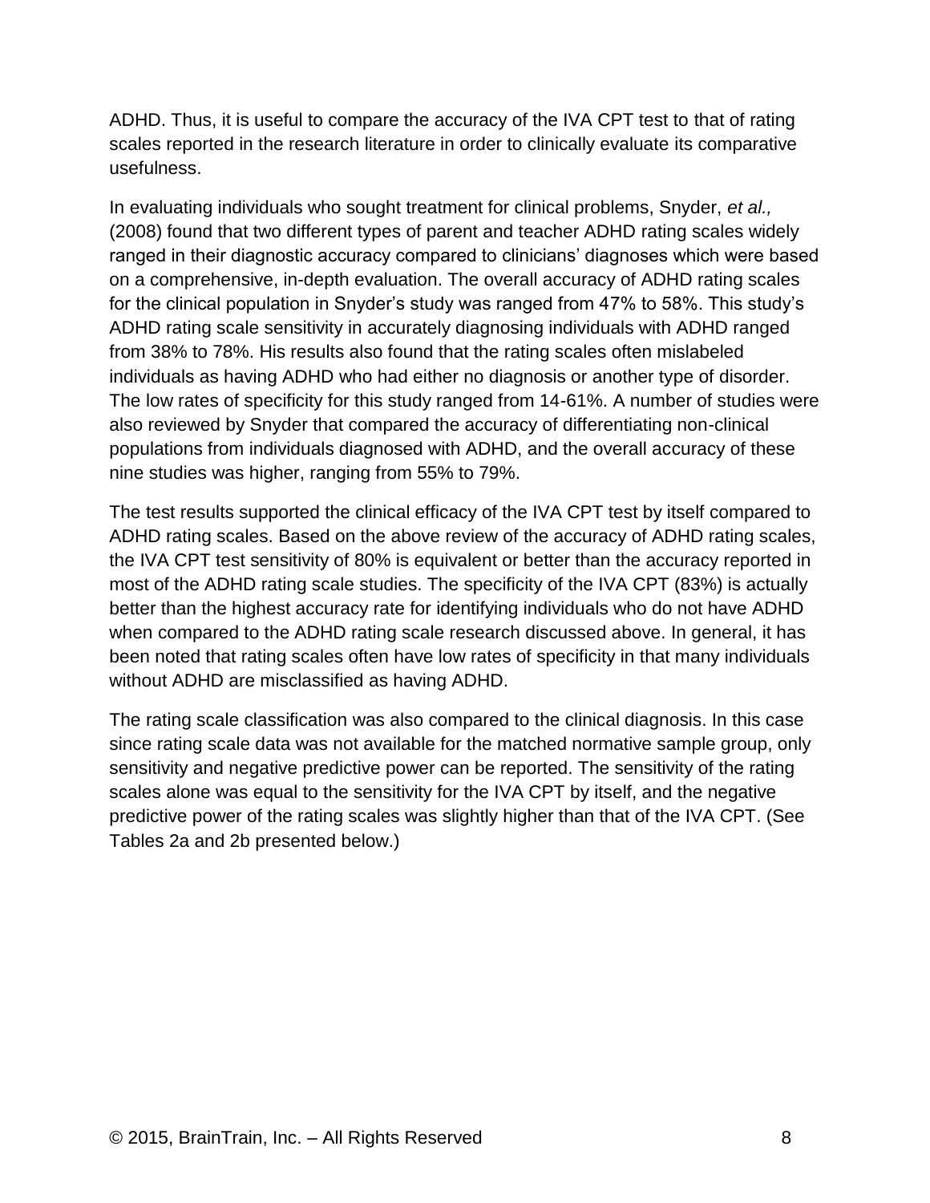ADHD. Thus, it is useful to compare the accuracy of the IVA CPT test to that of rating scales reported in the research literature in order to clinically evaluate its comparative usefulness.

In evaluating individuals who sought treatment for clinical problems, Snyder, *et al.,* (2008) found that two different types of parent and teacher ADHD rating scales widely ranged in their diagnostic accuracy compared to clinicians' diagnoses which were based on a comprehensive, in-depth evaluation. The overall accuracy of ADHD rating scales for the clinical population in Snyder's study was ranged from 47% to 58%. This study's ADHD rating scale sensitivity in accurately diagnosing individuals with ADHD ranged from 38% to 78%. His results also found that the rating scales often mislabeled individuals as having ADHD who had either no diagnosis or another type of disorder. The low rates of specificity for this study ranged from 14-61%. A number of studies were also reviewed by Snyder that compared the accuracy of differentiating non-clinical populations from individuals diagnosed with ADHD, and the overall accuracy of these nine studies was higher, ranging from 55% to 79%.

The test results supported the clinical efficacy of the IVA CPT test by itself compared to ADHD rating scales. Based on the above review of the accuracy of ADHD rating scales, the IVA CPT test sensitivity of 80% is equivalent or better than the accuracy reported in most of the ADHD rating scale studies. The specificity of the IVA CPT (83%) is actually better than the highest accuracy rate for identifying individuals who do not have ADHD when compared to the ADHD rating scale research discussed above. In general, it has been noted that rating scales often have low rates of specificity in that many individuals without ADHD are misclassified as having ADHD.

The rating scale classification was also compared to the clinical diagnosis. In this case since rating scale data was not available for the matched normative sample group, only sensitivity and negative predictive power can be reported. The sensitivity of the rating scales alone was equal to the sensitivity for the IVA CPT by itself, and the negative predictive power of the rating scales was slightly higher than that of the IVA CPT. (See Tables 2a and 2b presented below.)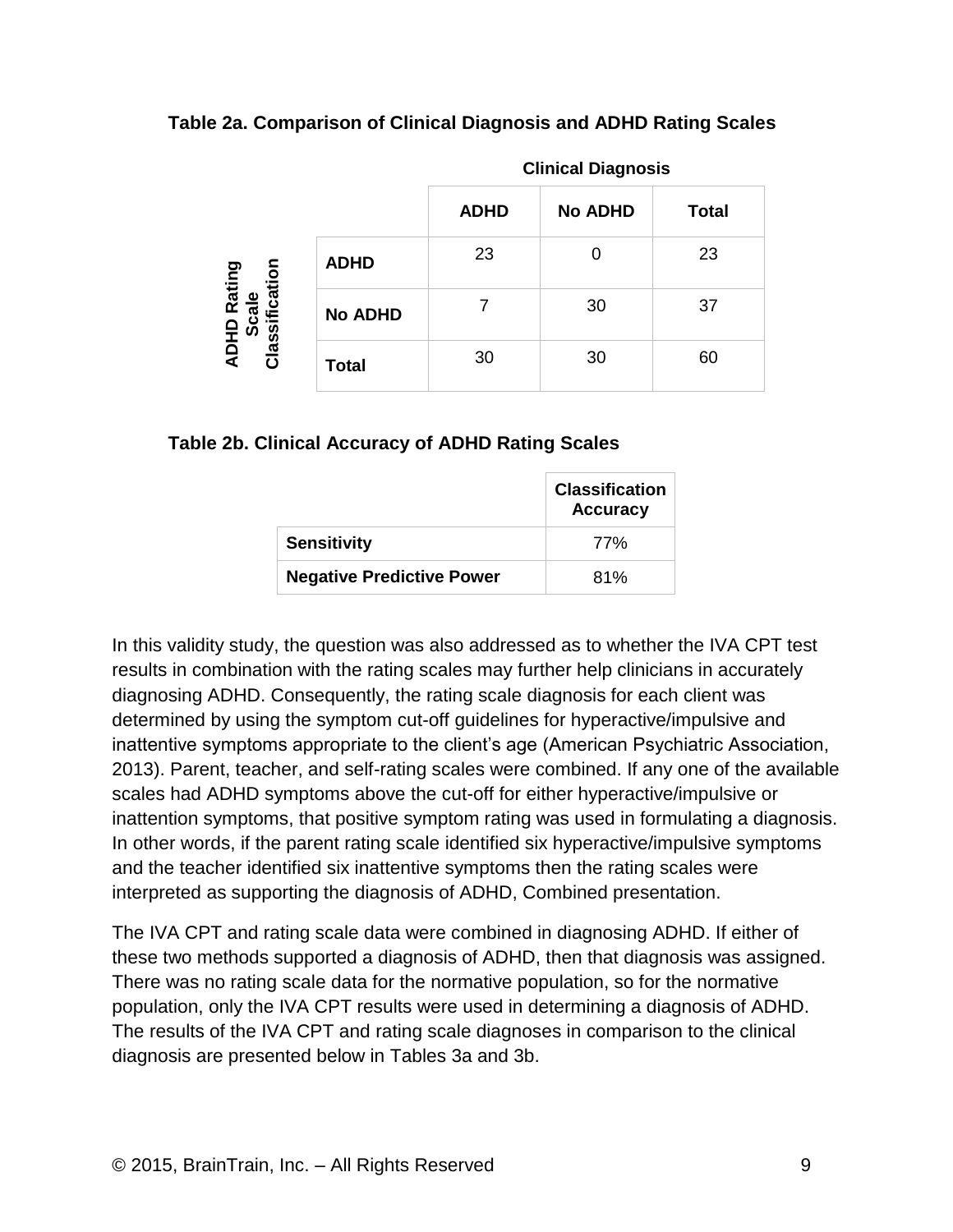**Table 2a. Comparison of Clinical Diagnosis and ADHD Rating Scales**

| ADHD Rating Scale Classification | Clinical Diagnosis: ADHD | Clinical Diagnosis: No ADHD | Total |
|---|---|---|---|
| **ADHD** | 23 | 0 | 23 |
| **No ADHD** | 7 | 30 | 37 |
| **Total** | 30 | 30 | 60 |

**Table 2b. Clinical Accuracy of ADHD Rating Scales**

| | Classification Accuracy |
|---|---|
| **Sensitivity** | 77% |
| **Negative Predictive Power** | 81% |

In this validity study, the question was also addressed as to whether the IVA CPT test results in combination with the rating scales may further help clinicians in accurately diagnosing ADHD. Consequently, the rating scale diagnosis for each client was determined by using the symptom cut-off guidelines for hyperactive/impulsive and inattentive symptoms appropriate to the client's age (American Psychiatric Association, 2013). Parent, teacher, and self-rating scales were combined. If any one of the available scales had ADHD symptoms above the cut-off for either hyperactive/impulsive or inattention symptoms, that positive symptom rating was used in formulating a diagnosis. In other words, if the parent rating scale identified six hyperactive/impulsive symptoms and the teacher identified six inattentive symptoms then the rating scales were interpreted as supporting the diagnosis of ADHD, Combined presentation.

The IVA CPT and rating scale data were combined in diagnosing ADHD. If either of these two methods supported a diagnosis of ADHD, then that diagnosis was assigned. There was no rating scale data for the normative population, so for the normative population, only the IVA CPT results were used in determining a diagnosis of ADHD. The results of the IVA CPT and rating scale diagnoses in comparison to the clinical diagnosis are presented below in Tables 3a and 3b.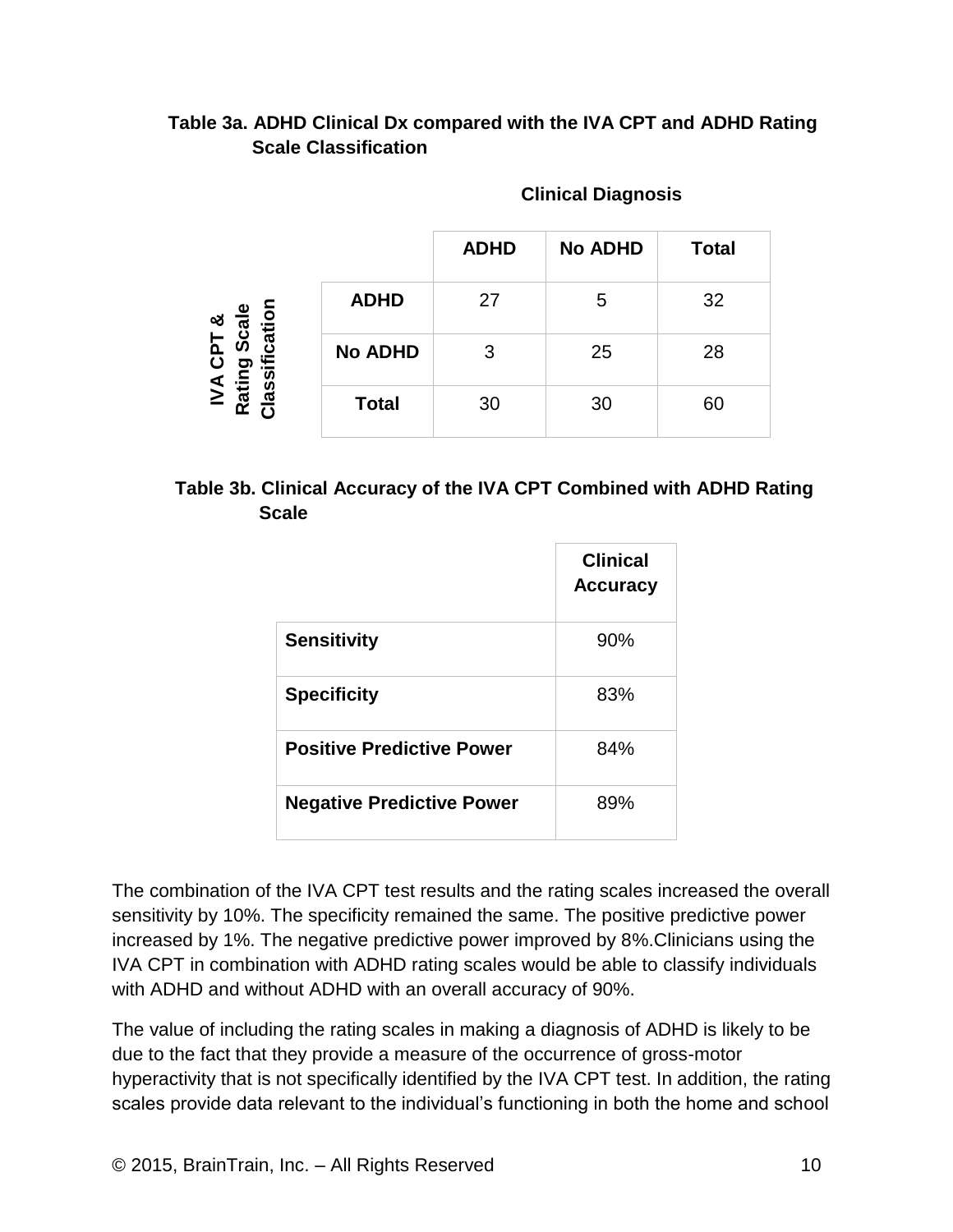**Table 3a. ADHD Clinical Dx compared with the IVA CPT and ADHD Rating Scale Classification**

| IVA CPT & Rating Scale Classification | Clinical Diagnosis: ADHD | Clinical Diagnosis: No ADHD | Total |
|---|---|---|---|
| **ADHD** | 27 | 5 | 32 |
| **No ADHD** | 3 | 25 | 28 |
| **Total** | 30 | 30 | 60 |

**Table 3b. Clinical Accuracy of the IVA CPT Combined with ADHD Rating Scale**

| | Clinical Accuracy |
|---|---|
| **Sensitivity** | 90% |
| **Specificity** | 83% |
| **Positive Predictive Power** | 84% |
| **Negative Predictive Power** | 89% |

The combination of the IVA CPT test results and the rating scales increased the overall sensitivity by 10%. The specificity remained the same. The positive predictive power increased by 1%. The negative predictive power improved by 8%.Clinicians using the IVA CPT in combination with ADHD rating scales would be able to classify individuals with ADHD and without ADHD with an overall accuracy of 90%.

The value of including the rating scales in making a diagnosis of ADHD is likely to be due to the fact that they provide a measure of the occurrence of gross-motor hyperactivity that is not specifically identified by the IVA CPT test. In addition, the rating scales provide data relevant to the individual's functioning in both the home and school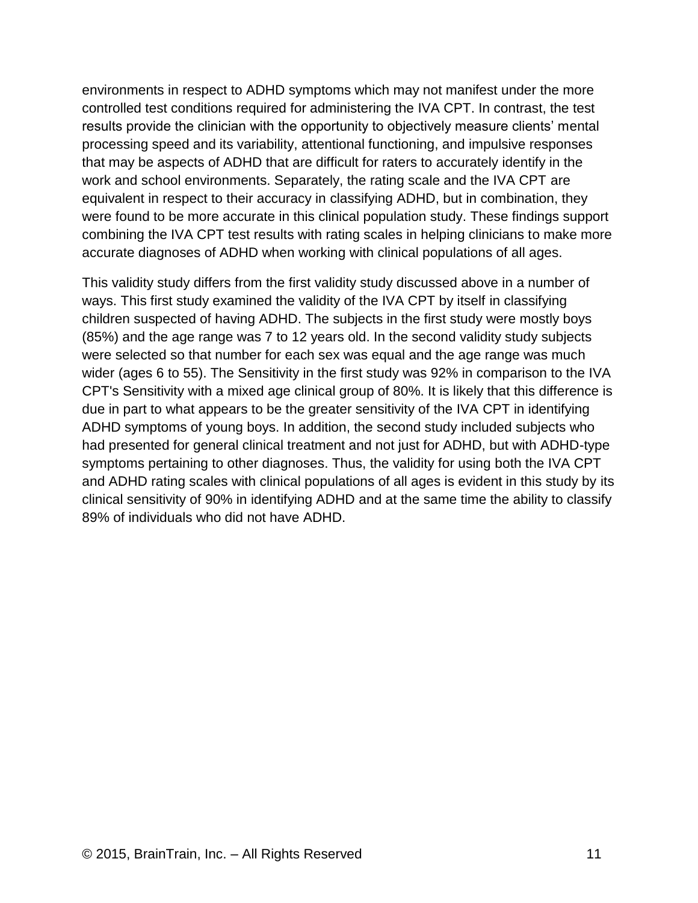environments in respect to ADHD symptoms which may not manifest under the more controlled test conditions required for administering the IVA CPT. In contrast, the test results provide the clinician with the opportunity to objectively measure clients' mental processing speed and its variability, attentional functioning, and impulsive responses that may be aspects of ADHD that are difficult for raters to accurately identify in the work and school environments. Separately, the rating scale and the IVA CPT are equivalent in respect to their accuracy in classifying ADHD, but in combination, they were found to be more accurate in this clinical population study. These findings support combining the IVA CPT test results with rating scales in helping clinicians to make more accurate diagnoses of ADHD when working with clinical populations of all ages.

This validity study differs from the first validity study discussed above in a number of ways. This first study examined the validity of the IVA CPT by itself in classifying children suspected of having ADHD. The subjects in the first study were mostly boys (85%) and the age range was 7 to 12 years old. In the second validity study subjects were selected so that number for each sex was equal and the age range was much wider (ages 6 to 55). The Sensitivity in the first study was 92% in comparison to the IVA CPT's Sensitivity with a mixed age clinical group of 80%. It is likely that this difference is due in part to what appears to be the greater sensitivity of the IVA CPT in identifying ADHD symptoms of young boys. In addition, the second study included subjects who had presented for general clinical treatment and not just for ADHD, but with ADHD-type symptoms pertaining to other diagnoses. Thus, the validity for using both the IVA CPT and ADHD rating scales with clinical populations of all ages is evident in this study by its clinical sensitivity of 90% in identifying ADHD and at the same time the ability to classify 89% of individuals who did not have ADHD.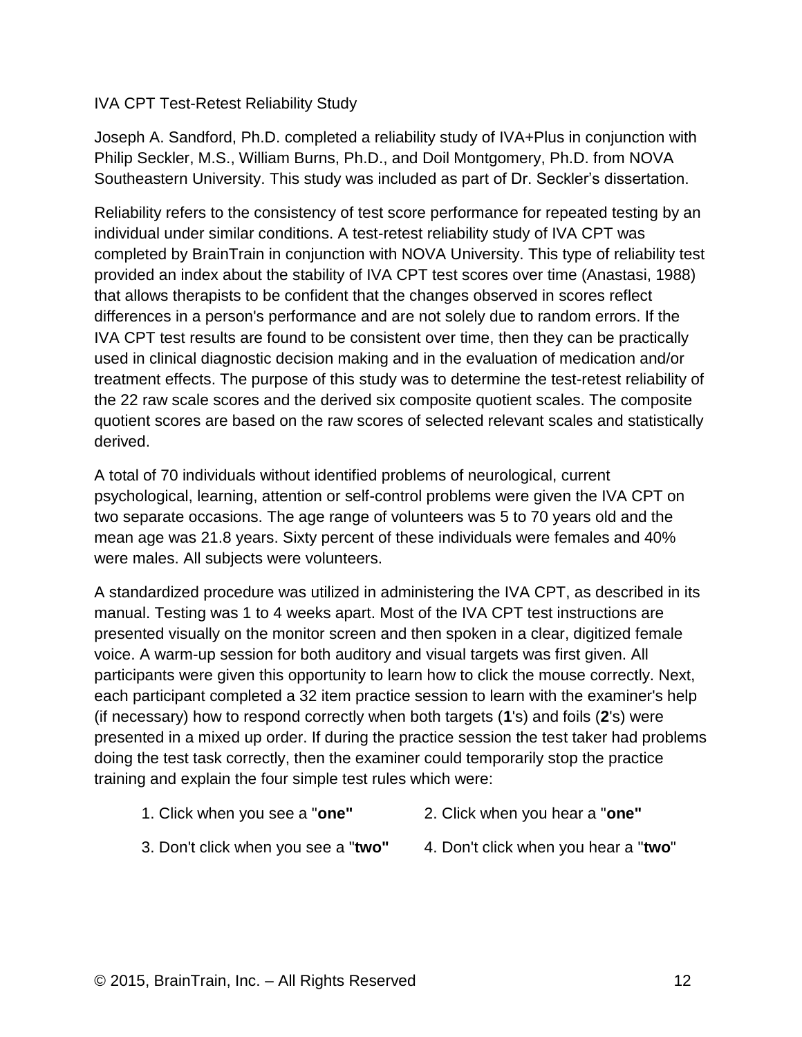## IVA CPT Test-Retest Reliability Study

Joseph A. Sandford, Ph.D. completed a reliability study of IVA+Plus in conjunction with Philip Seckler, M.S., William Burns, Ph.D., and Doil Montgomery, Ph.D. from NOVA Southeastern University. This study was included as part of Dr. Seckler's dissertation.

Reliability refers to the consistency of test score performance for repeated testing by an individual under similar conditions. A test-retest reliability study of IVA CPT was completed by BrainTrain in conjunction with NOVA University. This type of reliability test provided an index about the stability of IVA CPT test scores over time (Anastasi, 1988) that allows therapists to be confident that the changes observed in scores reflect differences in a person's performance and are not solely due to random errors. If the IVA CPT test results are found to be consistent over time, then they can be practically used in clinical diagnostic decision making and in the evaluation of medication and/or treatment effects. The purpose of this study was to determine the test-retest reliability of the 22 raw scale scores and the derived six composite quotient scales. The composite quotient scores are based on the raw scores of selected relevant scales and statistically derived.

A total of 70 individuals without identified problems of neurological, current psychological, learning, attention or self-control problems were given the IVA CPT on two separate occasions. The age range of volunteers was 5 to 70 years old and the mean age was 21.8 years. Sixty percent of these individuals were females and 40% were males. All subjects were volunteers.

A standardized procedure was utilized in administering the IVA CPT, as described in its manual. Testing was 1 to 4 weeks apart. Most of the IVA CPT test instructions are presented visually on the monitor screen and then spoken in a clear, digitized female voice. A warm-up session for both auditory and visual targets was first given. All participants were given this opportunity to learn how to click the mouse correctly. Next, each participant completed a 32 item practice session to learn with the examiner's help (if necessary) how to respond correctly when both targets (**1**'s) and foils (**2**'s) were presented in a mixed up order. If during the practice session the test taker had problems doing the test task correctly, then the examiner could temporarily stop the practice training and explain the four simple test rules which were:

1. Click when you see a "**one"**
2. Click when you hear a "**one"**
3. Don't click when you see a "**two"**
4. Don't click when you hear a "**two**"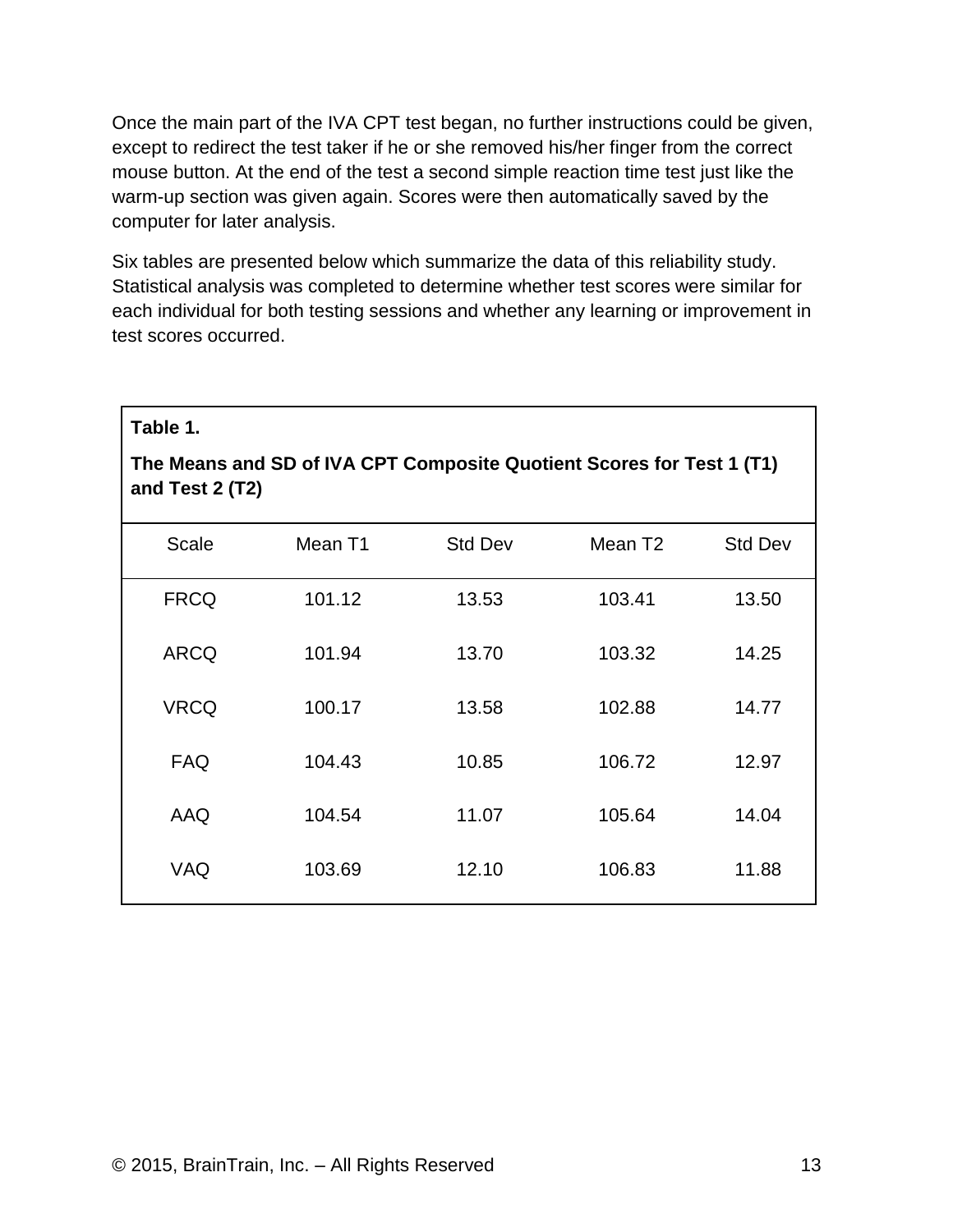Once the main part of the IVA CPT test began, no further instructions could be given, except to redirect the test taker if he or she removed his/her finger from the correct mouse button. At the end of the test a second simple reaction time test just like the warm-up section was given again. Scores were then automatically saved by the computer for later analysis.

Six tables are presented below which summarize the data of this reliability study. Statistical analysis was completed to determine whether test scores were similar for each individual for both testing sessions and whether any learning or improvement in test scores occurred.

**Table 1.**

**The Means and SD of IVA CPT Composite Quotient Scores for Test 1 (T1) and Test 2 (T2)**

| Scale | Mean T1 | Std Dev | Mean T2 | Std Dev |
|---|---|---|---|---|
| FRCQ | 101.12 | 13.53 | 103.41 | 13.50 |
| ARCQ | 101.94 | 13.70 | 103.32 | 14.25 |
| VRCQ | 100.17 | 13.58 | 102.88 | 14.77 |
| FAQ | 104.43 | 10.85 | 106.72 | 12.97 |
| AAQ | 104.54 | 11.07 | 105.64 | 14.04 |
| VAQ | 103.69 | 12.10 | 106.83 | 11.88 |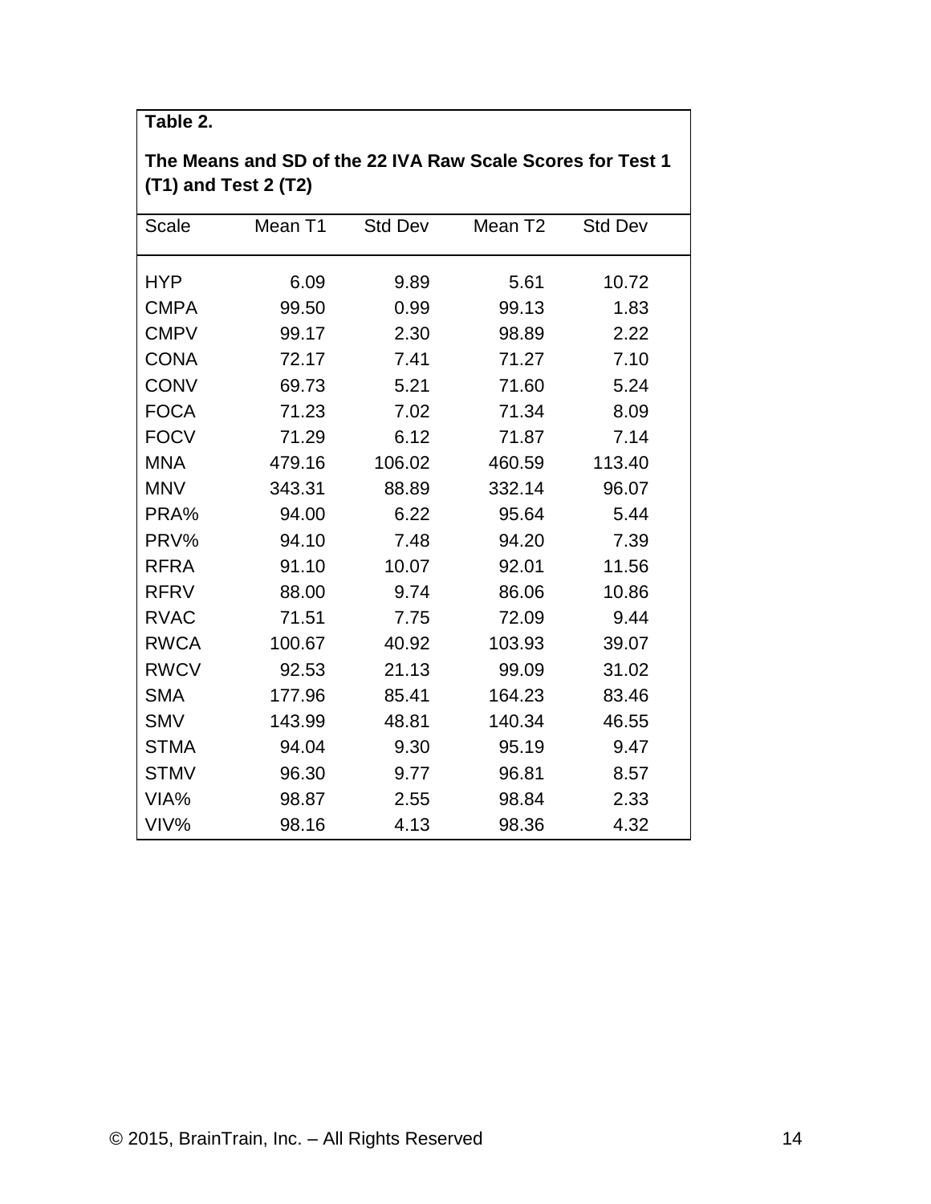**Table 2.**

**The Means and SD of the 22 IVA Raw Scale Scores for Test 1 (T1) and Test 2 (T2)**

| Scale | Mean T1 | Std Dev | Mean T2 | Std Dev |
|---|---|---|---|---|
| HYP | 6.09 | 9.89 | 5.61 | 10.72 |
| CMPA | 99.50 | 0.99 | 99.13 | 1.83 |
| CMPV | 99.17 | 2.30 | 98.89 | 2.22 |
| CONA | 72.17 | 7.41 | 71.27 | 7.10 |
| CONV | 69.73 | 5.21 | 71.60 | 5.24 |
| FOCA | 71.23 | 7.02 | 71.34 | 8.09 |
| FOCV | 71.29 | 6.12 | 71.87 | 7.14 |
| MNA | 479.16 | 106.02 | 460.59 | 113.40 |
| MNV | 343.31 | 88.89 | 332.14 | 96.07 |
| PRA% | 94.00 | 6.22 | 95.64 | 5.44 |
| PRV% | 94.10 | 7.48 | 94.20 | 7.39 |
| RFRA | 91.10 | 10.07 | 92.01 | 11.56 |
| RFRV | 88.00 | 9.74 | 86.06 | 10.86 |
| RVAC | 71.51 | 7.75 | 72.09 | 9.44 |
| RWCA | 100.67 | 40.92 | 103.93 | 39.07 |
| RWCV | 92.53 | 21.13 | 99.09 | 31.02 |
| SMA | 177.96 | 85.41 | 164.23 | 83.46 |
| SMV | 143.99 | 48.81 | 140.34 | 46.55 |
| STMA | 94.04 | 9.30 | 95.19 | 9.47 |
| STMV | 96.30 | 9.77 | 96.81 | 8.57 |
| VIA% | 98.87 | 2.55 | 98.84 | 2.33 |
| VIV% | 98.16 | 4.13 | 98.36 | 4.32 |

© 2015, BrainTrain, Inc. – All Rights Reserved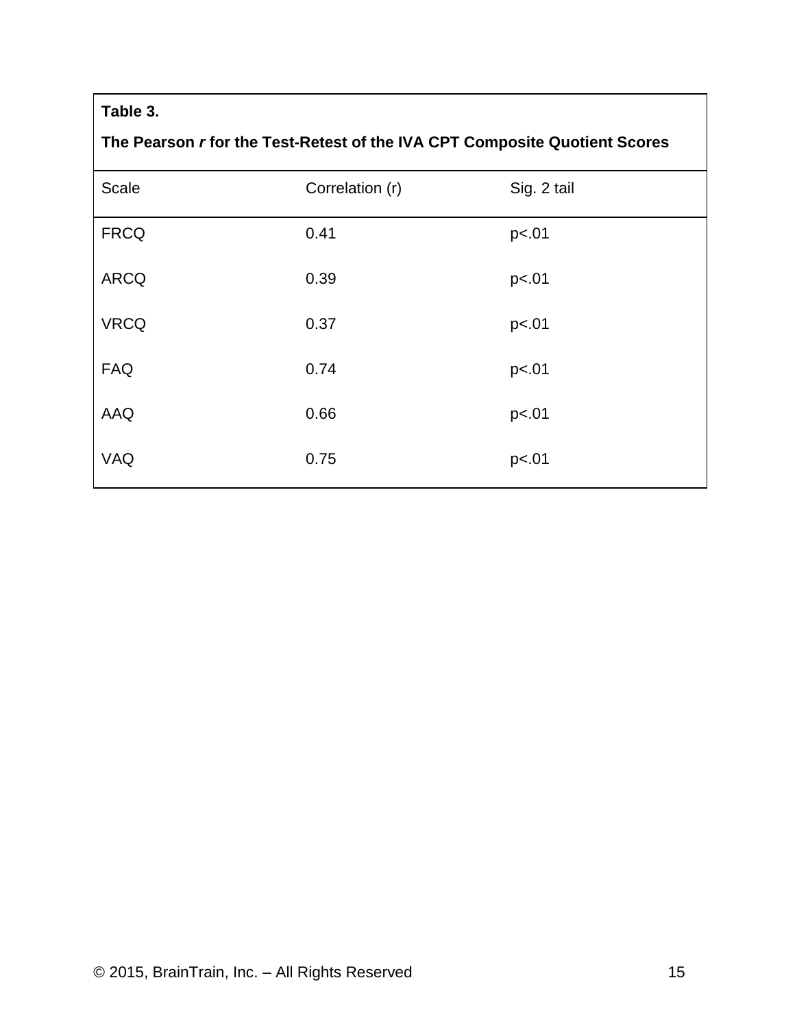**Table 3.**

**The Pearson *r* for the Test-Retest of the IVA CPT Composite Quotient Scores**

| Scale | Correlation (r) | Sig. 2 tail |
|---|---|---|
| FRCQ | 0.41 | $p<.01$ |
| ARCQ | 0.39 | $p<.01$ |
| VRCQ | 0.37 | $p<.01$ |
| FAQ | 0.74 | $p<.01$ |
| AAQ | 0.66 | $p<.01$ |
| VAQ | 0.75 | $p<.01$ |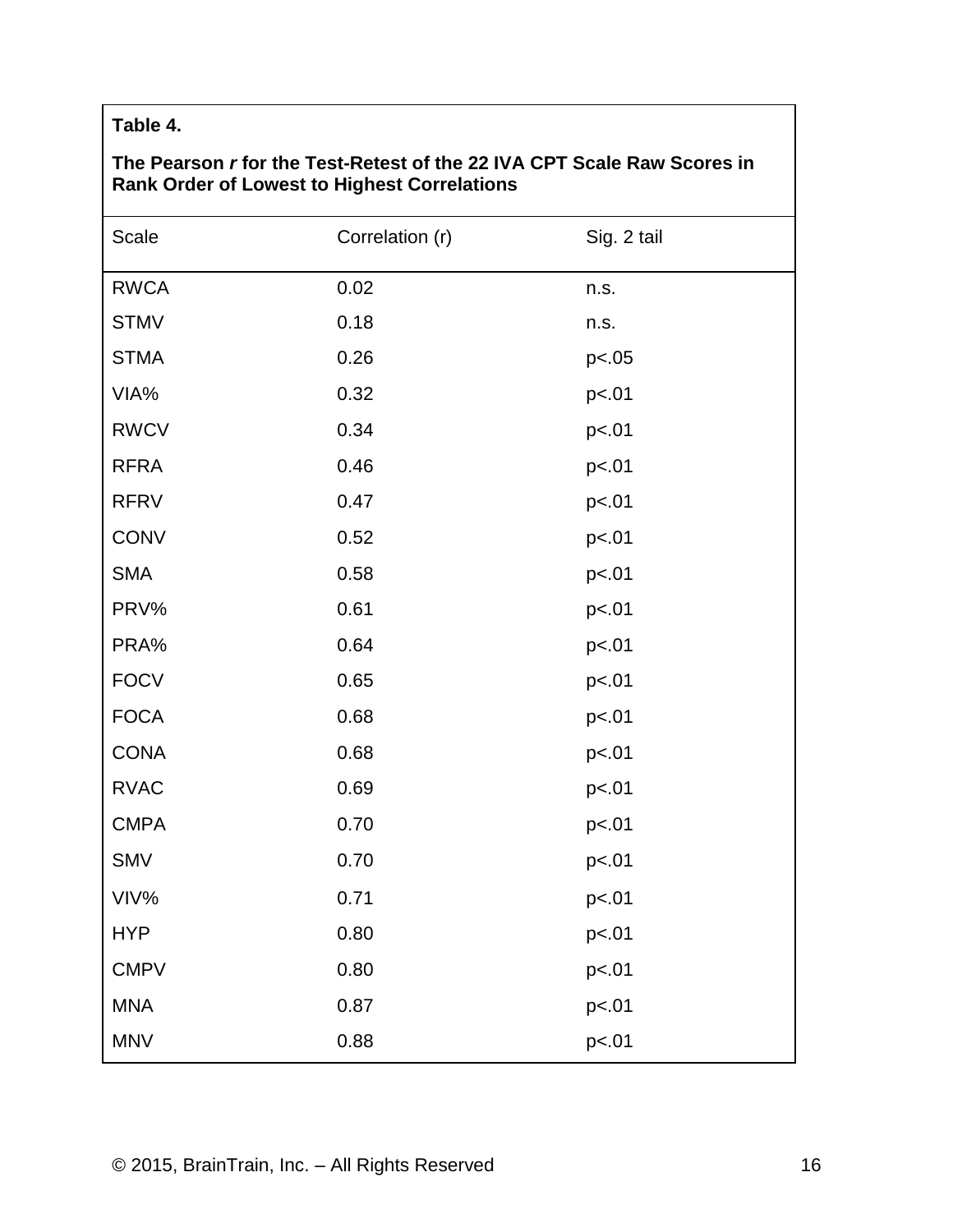**Table 4.**

**The Pearson *r* for the Test-Retest of the 22 IVA CPT Scale Raw Scores in Rank Order of Lowest to Highest Correlations**

| Scale | Correlation (r) | Sig. 2 tail |
|---|---|---|
| RWCA | 0.02 | n.s. |
| STMV | 0.18 | n.s. |
| STMA | 0.26 | p<.05 |
| VIA% | 0.32 | p<.01 |
| RWCV | 0.34 | p<.01 |
| RFRA | 0.46 | p<.01 |
| RFRV | 0.47 | p<.01 |
| CONV | 0.52 | p<.01 |
| SMA | 0.58 | p<.01 |
| PRV% | 0.61 | p<.01 |
| PRA% | 0.64 | p<.01 |
| FOCV | 0.65 | p<.01 |
| FOCA | 0.68 | p<.01 |
| CONA | 0.68 | p<.01 |
| RVAC | 0.69 | p<.01 |
| CMPA | 0.70 | p<.01 |
| SMV | 0.70 | p<.01 |
| VIV% | 0.71 | p<.01 |
| HYP | 0.80 | p<.01 |
| CMPV | 0.80 | p<.01 |
| MNA | 0.87 | p<.01 |
| MNV | 0.88 | p<.01 |

© 2015, BrainTrain, Inc. – All Rights Reserved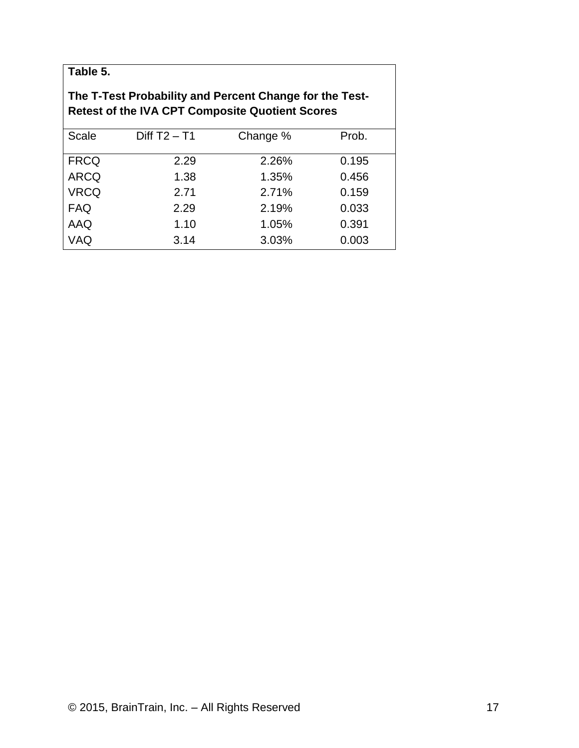**Table 5.**

**The T-Test Probability and Percent Change for the Test-Retest of the IVA CPT Composite Quotient Scores**

| Scale | Diff T2 – T1 | Change % | Prob. |
|---|---|---|---|
| FRCQ | 2.29 | 2.26% | 0.195 |
| ARCQ | 1.38 | 1.35% | 0.456 |
| VRCQ | 2.71 | 2.71% | 0.159 |
| FAQ | 2.29 | 2.19% | 0.033 |
| AAQ | 1.10 | 1.05% | 0.391 |
| VAQ | 3.14 | 3.03% | 0.003 |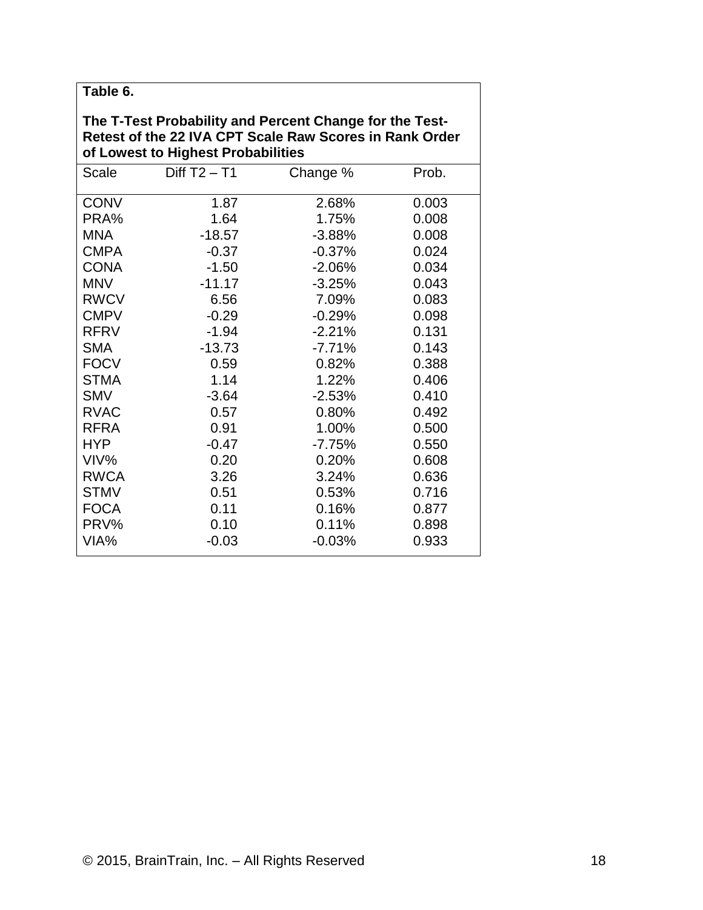**Table 6.**

**The T-Test Probability and Percent Change for the Test-Retest of the 22 IVA CPT Scale Raw Scores in Rank Order of Lowest to Highest Probabilities**

| Scale | Diff T2 – T1 | Change % | Prob. |
|---|---|---|---|
| CONV | 1.87 | 2.68% | 0.003 |
| PRA% | 1.64 | 1.75% | 0.008 |
| MNA | -18.57 | -3.88% | 0.008 |
| CMPA | -0.37 | -0.37% | 0.024 |
| CONA | -1.50 | -2.06% | 0.034 |
| MNV | -11.17 | -3.25% | 0.043 |
| RWCV | 6.56 | 7.09% | 0.083 |
| CMPV | -0.29 | -0.29% | 0.098 |
| RFRV | -1.94 | -2.21% | 0.131 |
| SMA | -13.73 | -7.71% | 0.143 |
| FOCV | 0.59 | 0.82% | 0.388 |
| STMA | 1.14 | 1.22% | 0.406 |
| SMV | -3.64 | -2.53% | 0.410 |
| RVAC | 0.57 | 0.80% | 0.492 |
| RFRA | 0.91 | 1.00% | 0.500 |
| HYP | -0.47 | -7.75% | 0.550 |
| VIV% | 0.20 | 0.20% | 0.608 |
| RWCA | 3.26 | 3.24% | 0.636 |
| STMV | 0.51 | 0.53% | 0.716 |
| FOCA | 0.11 | 0.16% | 0.877 |
| PRV% | 0.10 | 0.11% | 0.898 |
| VIA% | -0.03 | -0.03% | 0.933 |

© 2015, BrainTrain, Inc. – All Rights Reserved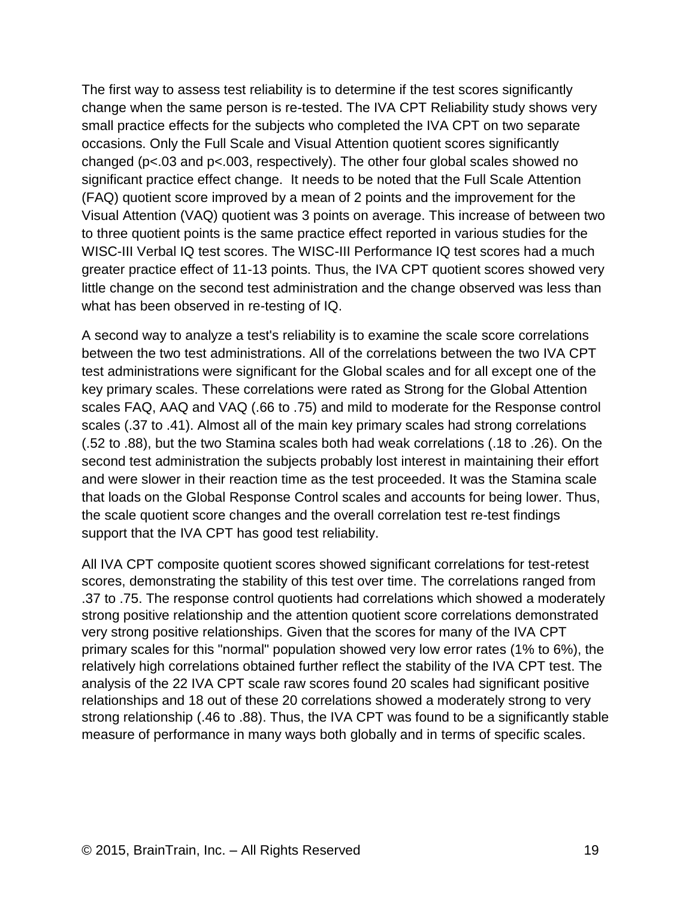The first way to assess test reliability is to determine if the test scores significantly change when the same person is re-tested. The IVA CPT Reliability study shows very small practice effects for the subjects who completed the IVA CPT on two separate occasions. Only the Full Scale and Visual Attention quotient scores significantly changed ($p<.03$ and $p<.003$, respectively). The other four global scales showed no significant practice effect change. It needs to be noted that the Full Scale Attention (FAQ) quotient score improved by a mean of 2 points and the improvement for the Visual Attention (VAQ) quotient was 3 points on average. This increase of between two to three quotient points is the same practice effect reported in various studies for the WISC-III Verbal IQ test scores. The WISC-III Performance IQ test scores had a much greater practice effect of 11-13 points. Thus, the IVA CPT quotient scores showed very little change on the second test administration and the change observed was less than what has been observed in re-testing of IQ.

A second way to analyze a test's reliability is to examine the scale score correlations between the two test administrations. All of the correlations between the two IVA CPT test administrations were significant for the Global scales and for all except one of the key primary scales. These correlations were rated as Strong for the Global Attention scales FAQ, AAQ and VAQ (.66 to .75) and mild to moderate for the Response control scales (.37 to .41). Almost all of the main key primary scales had strong correlations (.52 to .88), but the two Stamina scales both had weak correlations (.18 to .26). On the second test administration the subjects probably lost interest in maintaining their effort and were slower in their reaction time as the test proceeded. It was the Stamina scale that loads on the Global Response Control scales and accounts for being lower. Thus, the scale quotient score changes and the overall correlation test re-test findings support that the IVA CPT has good test reliability.

All IVA CPT composite quotient scores showed significant correlations for test-retest scores, demonstrating the stability of this test over time. The correlations ranged from .37 to .75. The response control quotients had correlations which showed a moderately strong positive relationship and the attention quotient score correlations demonstrated very strong positive relationships. Given that the scores for many of the IVA CPT primary scales for this "normal" population showed very low error rates (1% to 6%), the relatively high correlations obtained further reflect the stability of the IVA CPT test. The analysis of the 22 IVA CPT scale raw scores found 20 scales had significant positive relationships and 18 out of these 20 correlations showed a moderately strong to very strong relationship (.46 to .88). Thus, the IVA CPT was found to be a significantly stable measure of performance in many ways both globally and in terms of specific scales.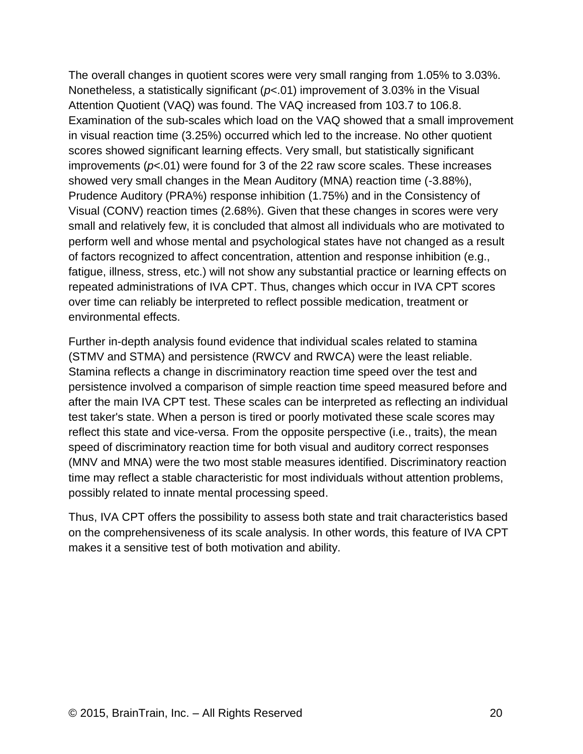The overall changes in quotient scores were very small ranging from 1.05% to 3.03%. Nonetheless, a statistically significant ($p$<.01) improvement of 3.03% in the Visual Attention Quotient (VAQ) was found. The VAQ increased from 103.7 to 106.8. Examination of the sub-scales which load on the VAQ showed that a small improvement in visual reaction time (3.25%) occurred which led to the increase. No other quotient scores showed significant learning effects. Very small, but statistically significant improvements ($p$<.01) were found for 3 of the 22 raw score scales. These increases showed very small changes in the Mean Auditory (MNA) reaction time (-3.88%), Prudence Auditory (PRA%) response inhibition (1.75%) and in the Consistency of Visual (CONV) reaction times (2.68%). Given that these changes in scores were very small and relatively few, it is concluded that almost all individuals who are motivated to perform well and whose mental and psychological states have not changed as a result of factors recognized to affect concentration, attention and response inhibition (e.g., fatigue, illness, stress, etc.) will not show any substantial practice or learning effects on repeated administrations of IVA CPT. Thus, changes which occur in IVA CPT scores over time can reliably be interpreted to reflect possible medication, treatment or environmental effects.

Further in-depth analysis found evidence that individual scales related to stamina (STMV and STMA) and persistence (RWCV and RWCA) were the least reliable. Stamina reflects a change in discriminatory reaction time speed over the test and persistence involved a comparison of simple reaction time speed measured before and after the main IVA CPT test. These scales can be interpreted as reflecting an individual test taker's state. When a person is tired or poorly motivated these scale scores may reflect this state and vice-versa. From the opposite perspective (i.e., traits), the mean speed of discriminatory reaction time for both visual and auditory correct responses (MNV and MNA) were the two most stable measures identified. Discriminatory reaction time may reflect a stable characteristic for most individuals without attention problems, possibly related to innate mental processing speed.

Thus, IVA CPT offers the possibility to assess both state and trait characteristics based on the comprehensiveness of its scale analysis. In other words, this feature of IVA CPT makes it a sensitive test of both motivation and ability.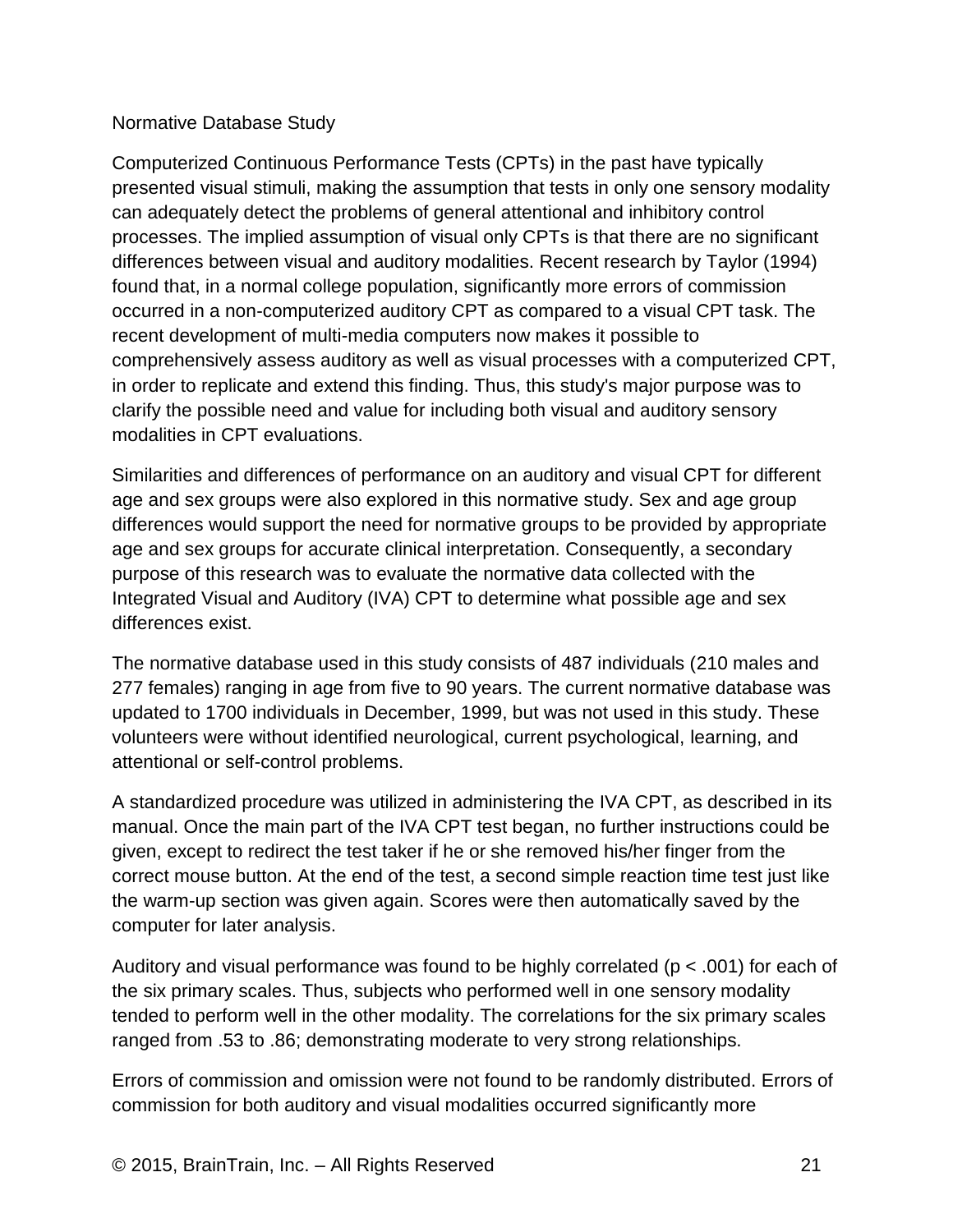## Normative Database Study

Computerized Continuous Performance Tests (CPTs) in the past have typically presented visual stimuli, making the assumption that tests in only one sensory modality can adequately detect the problems of general attentional and inhibitory control processes. The implied assumption of visual only CPTs is that there are no significant differences between visual and auditory modalities. Recent research by Taylor (1994) found that, in a normal college population, significantly more errors of commission occurred in a non-computerized auditory CPT as compared to a visual CPT task. The recent development of multi-media computers now makes it possible to comprehensively assess auditory as well as visual processes with a computerized CPT, in order to replicate and extend this finding. Thus, this study's major purpose was to clarify the possible need and value for including both visual and auditory sensory modalities in CPT evaluations.

Similarities and differences of performance on an auditory and visual CPT for different age and sex groups were also explored in this normative study. Sex and age group differences would support the need for normative groups to be provided by appropriate age and sex groups for accurate clinical interpretation. Consequently, a secondary purpose of this research was to evaluate the normative data collected with the Integrated Visual and Auditory (IVA) CPT to determine what possible age and sex differences exist.

The normative database used in this study consists of 487 individuals (210 males and 277 females) ranging in age from five to 90 years. The current normative database was updated to 1700 individuals in December, 1999, but was not used in this study. These volunteers were without identified neurological, current psychological, learning, and attentional or self-control problems.

A standardized procedure was utilized in administering the IVA CPT, as described in its manual. Once the main part of the IVA CPT test began, no further instructions could be given, except to redirect the test taker if he or she removed his/her finger from the correct mouse button. At the end of the test, a second simple reaction time test just like the warm-up section was given again. Scores were then automatically saved by the computer for later analysis.

Auditory and visual performance was found to be highly correlated ($p < .001$) for each of the six primary scales. Thus, subjects who performed well in one sensory modality tended to perform well in the other modality. The correlations for the six primary scales ranged from .53 to .86; demonstrating moderate to very strong relationships.

Errors of commission and omission were not found to be randomly distributed. Errors of commission for both auditory and visual modalities occurred significantly more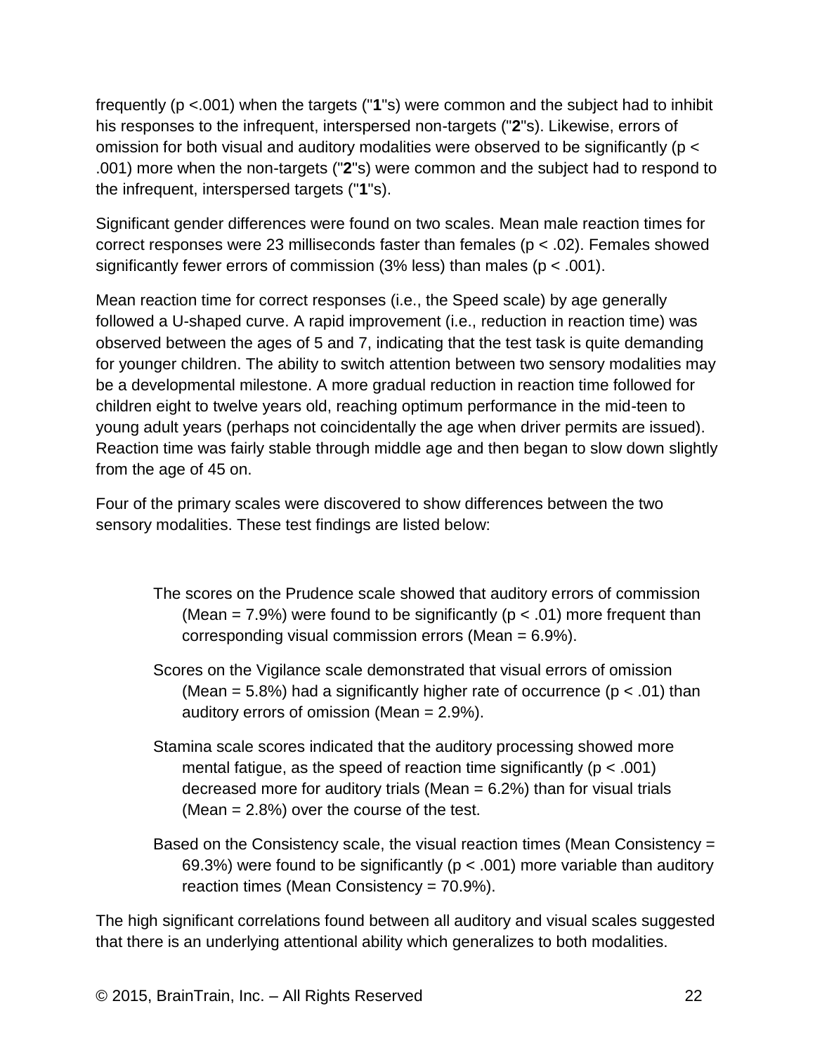frequently ($p < .001$) when the targets ("**1**"s) were common and the subject had to inhibit his responses to the infrequent, interspersed non-targets ("**2**"s). Likewise, errors of omission for both visual and auditory modalities were observed to be significantly ($p < .001$) more when the non-targets ("**2**"s) were common and the subject had to respond to the infrequent, interspersed targets ("**1**"s).

Significant gender differences were found on two scales. Mean male reaction times for correct responses were 23 milliseconds faster than females ($p < .02$). Females showed significantly fewer errors of commission (3% less) than males ($p < .001$).

Mean reaction time for correct responses (i.e., the Speed scale) by age generally followed a U-shaped curve. A rapid improvement (i.e., reduction in reaction time) was observed between the ages of 5 and 7, indicating that the test task is quite demanding for younger children. The ability to switch attention between two sensory modalities may be a developmental milestone. A more gradual reduction in reaction time followed for children eight to twelve years old, reaching optimum performance in the mid-teen to young adult years (perhaps not coincidentally the age when driver permits are issued). Reaction time was fairly stable through middle age and then began to slow down slightly from the age of 45 on.

Four of the primary scales were discovered to show differences between the two sensory modalities. These test findings are listed below:

The scores on the Prudence scale showed that auditory errors of commission (Mean = 7.9%) were found to be significantly ($p < .01$) more frequent than corresponding visual commission errors (Mean = 6.9%).

Scores on the Vigilance scale demonstrated that visual errors of omission (Mean = 5.8%) had a significantly higher rate of occurrence ($p < .01$) than auditory errors of omission (Mean = 2.9%).

Stamina scale scores indicated that the auditory processing showed more mental fatigue, as the speed of reaction time significantly ($p < .001$) decreased more for auditory trials (Mean = 6.2%) than for visual trials (Mean = 2.8%) over the course of the test.

Based on the Consistency scale, the visual reaction times (Mean Consistency = 69.3%) were found to be significantly ($p < .001$) more variable than auditory reaction times (Mean Consistency = 70.9%).

The high significant correlations found between all auditory and visual scales suggested that there is an underlying attentional ability which generalizes to both modalities.

© 2015, BrainTrain, Inc. – All Rights Reserved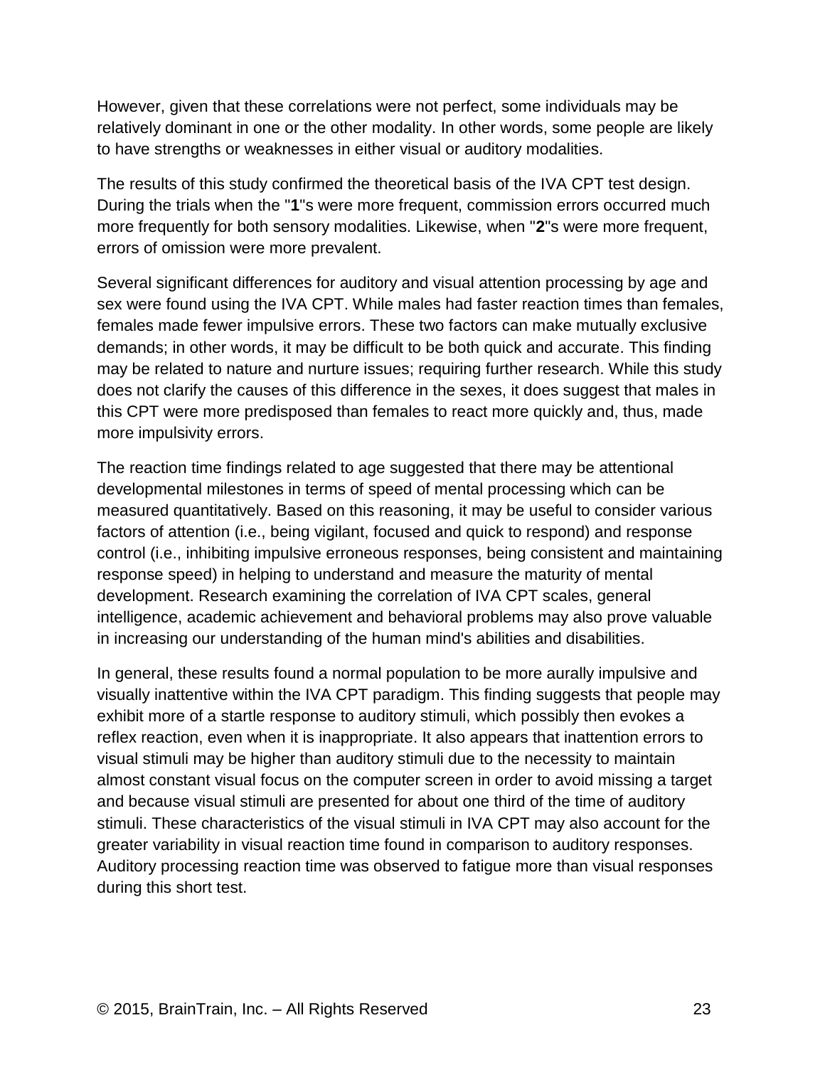However, given that these correlations were not perfect, some individuals may be relatively dominant in one or the other modality. In other words, some people are likely to have strengths or weaknesses in either visual or auditory modalities.

The results of this study confirmed the theoretical basis of the IVA CPT test design. During the trials when the "**1**"s were more frequent, commission errors occurred much more frequently for both sensory modalities. Likewise, when "**2**"s were more frequent, errors of omission were more prevalent.

Several significant differences for auditory and visual attention processing by age and sex were found using the IVA CPT. While males had faster reaction times than females, females made fewer impulsive errors. These two factors can make mutually exclusive demands; in other words, it may be difficult to be both quick and accurate. This finding may be related to nature and nurture issues; requiring further research. While this study does not clarify the causes of this difference in the sexes, it does suggest that males in this CPT were more predisposed than females to react more quickly and, thus, made more impulsivity errors.

The reaction time findings related to age suggested that there may be attentional developmental milestones in terms of speed of mental processing which can be measured quantitatively. Based on this reasoning, it may be useful to consider various factors of attention (i.e., being vigilant, focused and quick to respond) and response control (i.e., inhibiting impulsive erroneous responses, being consistent and maintaining response speed) in helping to understand and measure the maturity of mental development. Research examining the correlation of IVA CPT scales, general intelligence, academic achievement and behavioral problems may also prove valuable in increasing our understanding of the human mind's abilities and disabilities.

In general, these results found a normal population to be more aurally impulsive and visually inattentive within the IVA CPT paradigm. This finding suggests that people may exhibit more of a startle response to auditory stimuli, which possibly then evokes a reflex reaction, even when it is inappropriate. It also appears that inattention errors to visual stimuli may be higher than auditory stimuli due to the necessity to maintain almost constant visual focus on the computer screen in order to avoid missing a target and because visual stimuli are presented for about one third of the time of auditory stimuli. These characteristics of the visual stimuli in IVA CPT may also account for the greater variability in visual reaction time found in comparison to auditory responses. Auditory processing reaction time was observed to fatigue more than visual responses during this short test.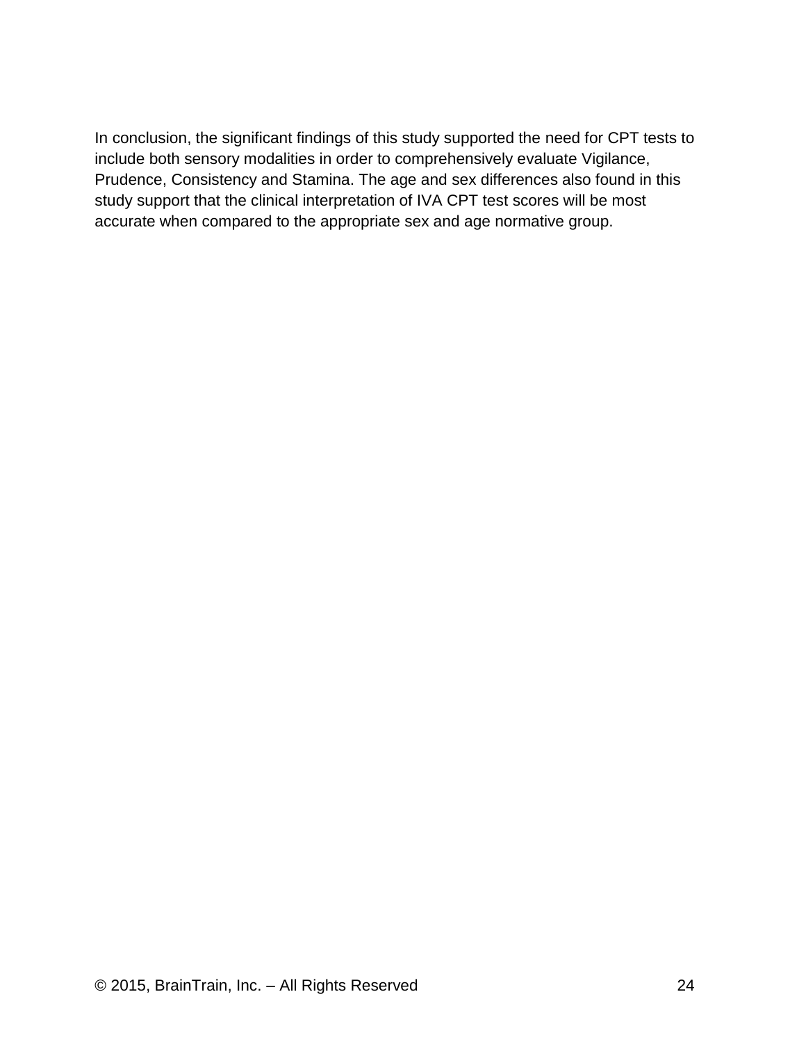In conclusion, the significant findings of this study supported the need for CPT tests to include both sensory modalities in order to comprehensively evaluate Vigilance, Prudence, Consistency and Stamina. The age and sex differences also found in this study support that the clinical interpretation of IVA CPT test scores will be most accurate when compared to the appropriate sex and age normative group.